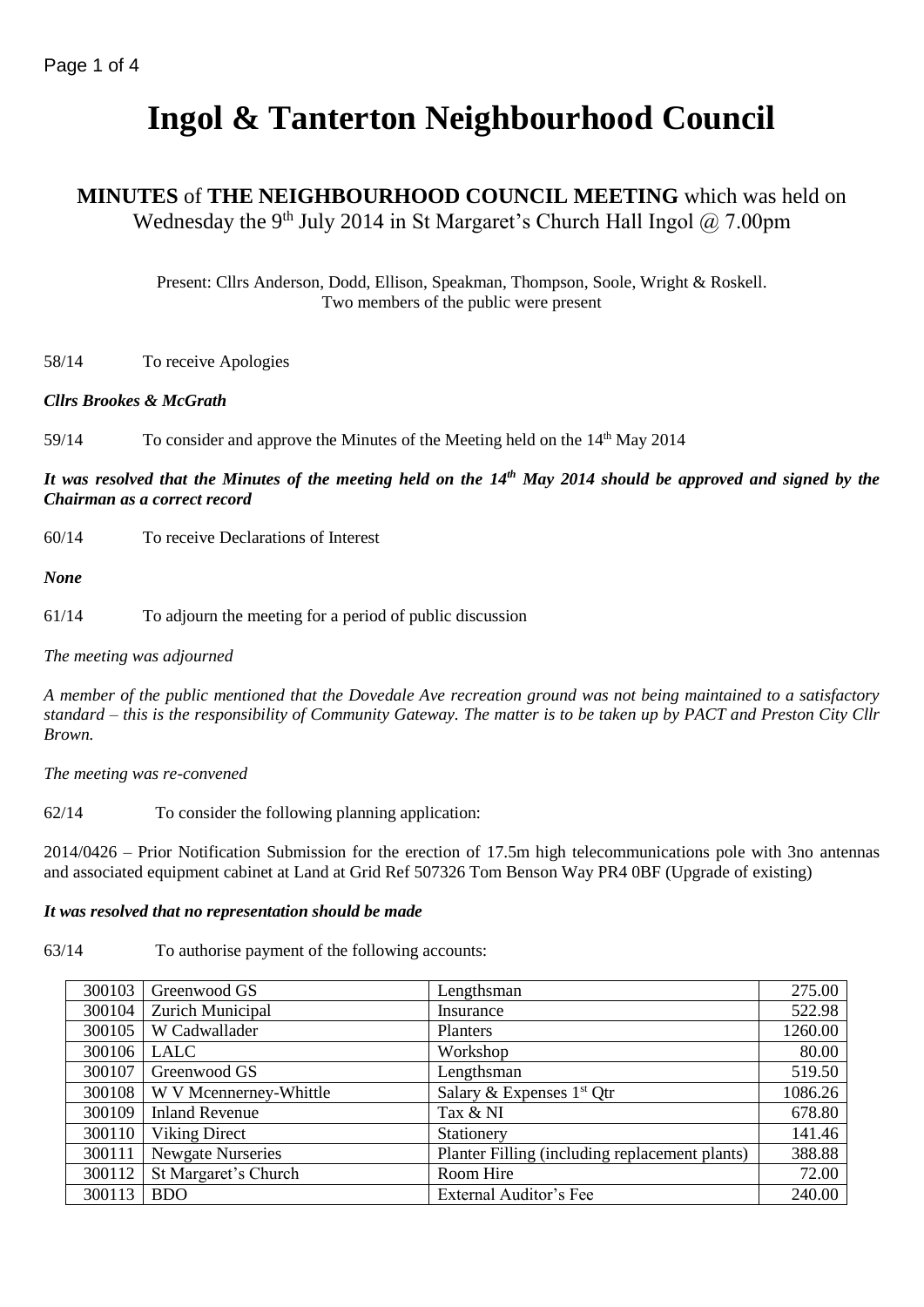# Ingol & Tanterton Neighbourhood Council

## MINUTES of THE NEIGHBOURHOOD COUNCIL MEETING which was held on Wednesday the 9th July 2014 in St Margaret's Church Hall Ingol @ 7.00pm

Present: Cllrs Anderson, Dodd, Ellison, Speakman, Thompson, Soole, Wright & Roskell.
Two members of the public were present

58/14 To receive Apologies

***Cllrs Brookes & McGrath***

59/14 To consider and approve the Minutes of the Meeting held on the 14th May 2014

***It was resolved that the Minutes of the meeting held on the 14th May 2014 should be approved and signed by the Chairman as a correct record***

60/14 To receive Declarations of Interest

***None***

61/14 To adjourn the meeting for a period of public discussion

*The meeting was adjourned*

*A member of the public mentioned that the Dovedale Ave recreation ground was not being maintained to a satisfactory standard – this is the responsibility of Community Gateway. The matter is to be taken up by PACT and Preston City Cllr Brown.*

*The meeting was re-convened*

62/14 To consider the following planning application:

2014/0426 – Prior Notification Submission for the erection of 17.5m high telecommunications pole with 3no antennas and associated equipment cabinet at Land at Grid Ref 507326 Tom Benson Way PR4 0BF (Upgrade of existing)

***It was resolved that no representation should be made***

63/14 To authorise payment of the following accounts:

| | | | |
|---|---|---|---|
| 300103 | Greenwood GS | Lengthsman | 275.00 |
| 300104 | Zurich Municipal | Insurance | 522.98 |
| 300105 | W Cadwallader | Planters | 1260.00 |
| 300106 | LALC | Workshop | 80.00 |
| 300107 | Greenwood GS | Lengthsman | 519.50 |
| 300108 | W V Mcennerney-Whittle | Salary & Expenses 1st Qtr | 1086.26 |
| 300109 | Inland Revenue | Tax & NI | 678.80 |
| 300110 | Viking Direct | Stationery | 141.46 |
| 300111 | Newgate Nurseries | Planter Filling (including replacement plants) | 388.88 |
| 300112 | St Margaret's Church | Room Hire | 72.00 |
| 300113 | BDO | External Auditor's Fee | 240.00 |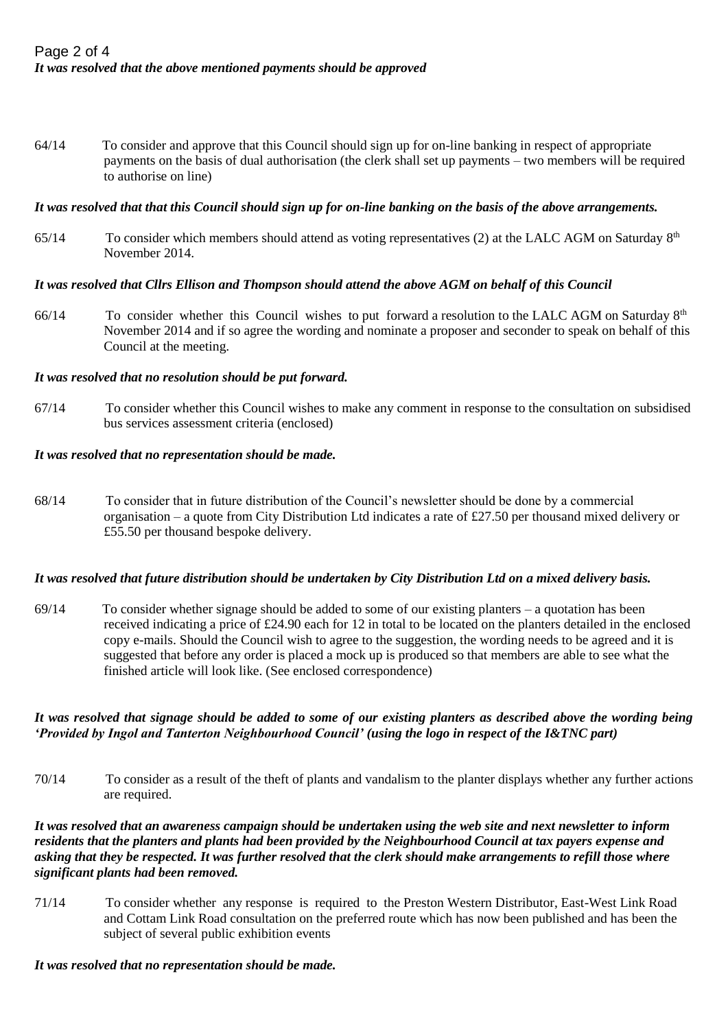*It was resolved that the above mentioned payments should be approved*

64/14 To consider and approve that this Council should sign up for on-line banking in respect of appropriate payments on the basis of dual authorisation (the clerk shall set up payments – two members will be required to authorise on line)

***It was resolved that that this Council should sign up for on-line banking on the basis of the above arrangements.***

65/14 To consider which members should attend as voting representatives (2) at the LALC AGM on Saturday 8th November 2014.

***It was resolved that Cllrs Ellison and Thompson should attend the above AGM on behalf of this Council***

66/14 To consider whether this Council wishes to put forward a resolution to the LALC AGM on Saturday 8th November 2014 and if so agree the wording and nominate a proposer and seconder to speak on behalf of this Council at the meeting.

***It was resolved that no resolution should be put forward.***

67/14 To consider whether this Council wishes to make any comment in response to the consultation on subsidised bus services assessment criteria (enclosed)

***It was resolved that no representation should be made.***

68/14 To consider that in future distribution of the Council's newsletter should be done by a commercial organisation – a quote from City Distribution Ltd indicates a rate of £27.50 per thousand mixed delivery or £55.50 per thousand bespoke delivery.

***It was resolved that future distribution should be undertaken by City Distribution Ltd on a mixed delivery basis.***

69/14 To consider whether signage should be added to some of our existing planters – a quotation has been received indicating a price of £24.90 each for 12 in total to be located on the planters detailed in the enclosed copy e-mails. Should the Council wish to agree to the suggestion, the wording needs to be agreed and it is suggested that before any order is placed a mock up is produced so that members are able to see what the finished article will look like. (See enclosed correspondence)

***It was resolved that signage should be added to some of our existing planters as described above the wording being 'Provided by Ingol and Tanterton Neighbourhood Council' (using the logo in respect of the I&TNC part)***

70/14 To consider as a result of the theft of plants and vandalism to the planter displays whether any further actions are required.

***It was resolved that an awareness campaign should be undertaken using the web site and next newsletter to inform residents that the planters and plants had been provided by the Neighbourhood Council at tax payers expense and asking that they be respected. It was further resolved that the clerk should make arrangements to refill those where significant plants had been removed.***

71/14 To consider whether any response is required to the Preston Western Distributor, East-West Link Road and Cottam Link Road consultation on the preferred route which has now been published and has been the subject of several public exhibition events

***It was resolved that no representation should be made.***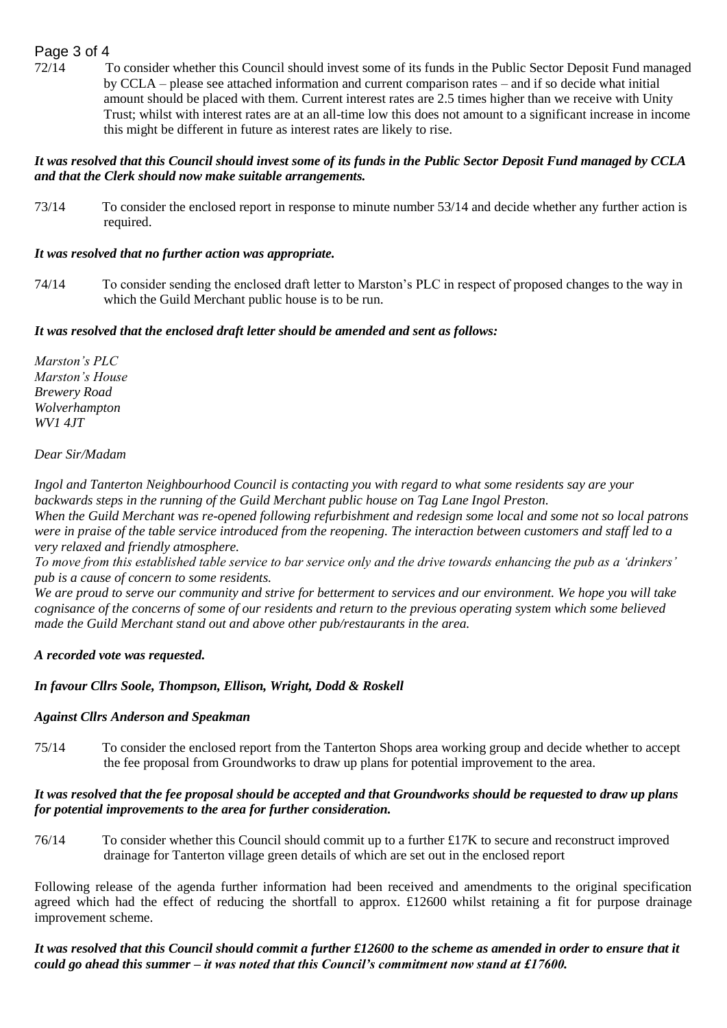72/14 To consider whether this Council should invest some of its funds in the Public Sector Deposit Fund managed by CCLA – please see attached information and current comparison rates – and if so decide what initial amount should be placed with them. Current interest rates are 2.5 times higher than we receive with Unity Trust; whilst with interest rates are at an all-time low this does not amount to a significant increase in income this might be different in future as interest rates are likely to rise.

***It was resolved that this Council should invest some of its funds in the Public Sector Deposit Fund managed by CCLA and that the Clerk should now make suitable arrangements.***

73/14 To consider the enclosed report in response to minute number 53/14 and decide whether any further action is required.

***It was resolved that no further action was appropriate.***

74/14 To consider sending the enclosed draft letter to Marston's PLC in respect of proposed changes to the way in which the Guild Merchant public house is to be run.

***It was resolved that the enclosed draft letter should be amended and sent as follows:***

*Marston's PLC*
*Marston's House*
*Brewery Road*
*Wolverhampton*
*WV1 4JT*

*Dear Sir/Madam*

*Ingol and Tanterton Neighbourhood Council is contacting you with regard to what some residents say are your backwards steps in the running of the Guild Merchant public house on Tag Lane Ingol Preston.*
*When the Guild Merchant was re-opened following refurbishment and redesign some local and some not so local patrons were in praise of the table service introduced from the reopening. The interaction between customers and staff led to a very relaxed and friendly atmosphere.*
*To move from this established table service to bar service only and the drive towards enhancing the pub as a 'drinkers' pub is a cause of concern to some residents.*
*We are proud to serve our community and strive for betterment to services and our environment. We hope you will take cognisance of the concerns of some of our residents and return to the previous operating system which some believed made the Guild Merchant stand out and above other pub/restaurants in the area.*

***A recorded vote was requested.***

***In favour Cllrs Soole, Thompson, Ellison, Wright, Dodd & Roskell***

***Against Cllrs Anderson and Speakman***

75/14 To consider the enclosed report from the Tanterton Shops area working group and decide whether to accept the fee proposal from Groundworks to draw up plans for potential improvement to the area.

***It was resolved that the fee proposal should be accepted and that Groundworks should be requested to draw up plans for potential improvements to the area for further consideration.***

76/14 To consider whether this Council should commit up to a further £17K to secure and reconstruct improved drainage for Tanterton village green details of which are set out in the enclosed report

Following release of the agenda further information had been received and amendments to the original specification agreed which had the effect of reducing the shortfall to approx. £12600 whilst retaining a fit for purpose drainage improvement scheme.

***It was resolved that this Council should commit a further £12600 to the scheme as amended in order to ensure that it could go ahead this summer – it was noted that this Council's commitment now stand at £17600.***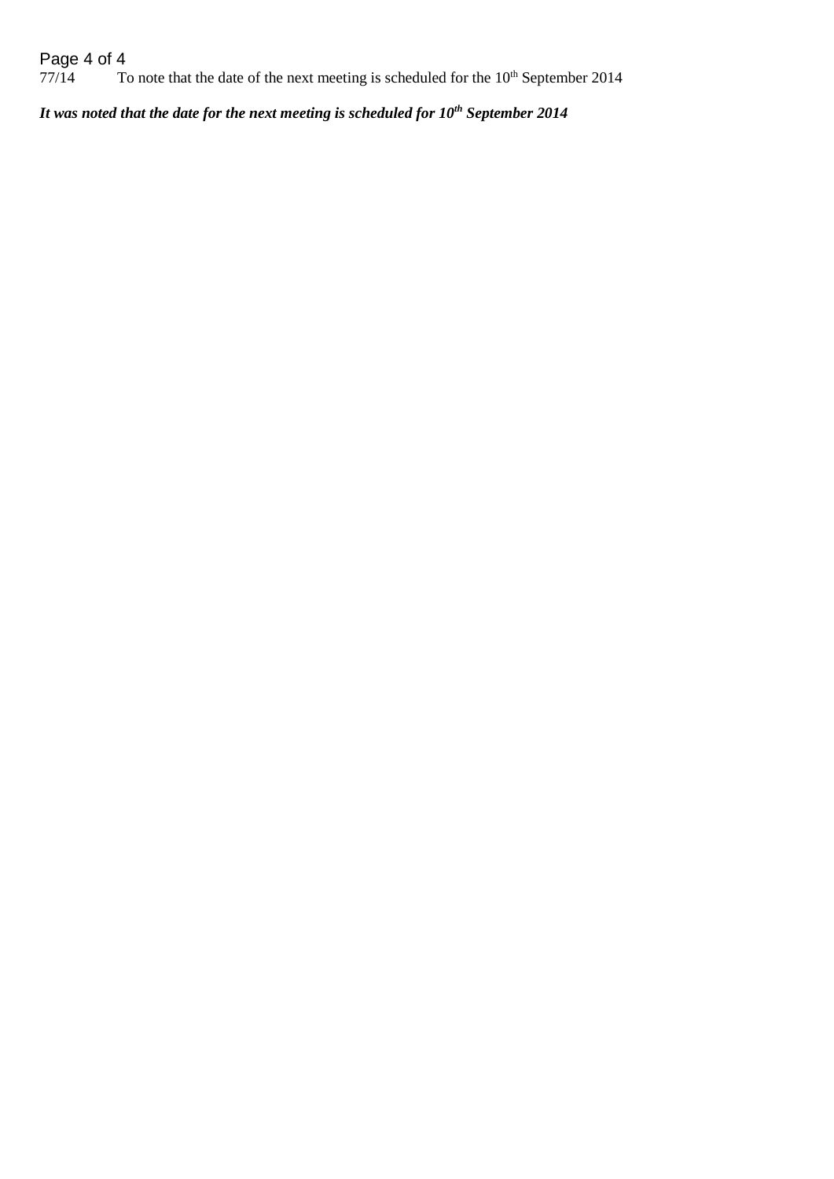77/14 To note that the date of the next meeting is scheduled for the 10th September 2014

***It was noted that the date for the next meeting is scheduled for 10th September 2014***